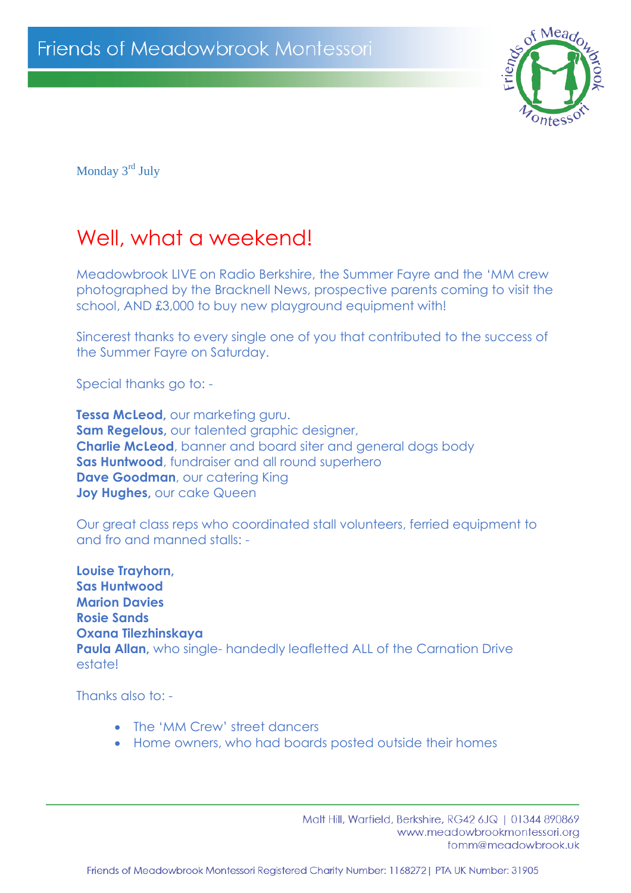Friends of Meadowbrook Montessori

Monday 3rd July

# Well, what a weekend!

Meadowbrook LIVE on Radio Berkshire, the Summer Fayre and the 'MM crew photographed by the Bracknell News, prospective parents coming to visit the school, AND £3,000 to buy new playground equipment with!

Sincerest thanks to every single one of you that contributed to the success of the Summer Fayre on Saturday.

Special thanks go to: -

**Tessa McLeod,** our marketing guru.
**Sam Regelous,** our talented graphic designer,
**Charlie McLeod**, banner and board siter and general dogs body
**Sas Huntwood**, fundraiser and all round superhero
**Dave Goodman**, our catering King
**Joy Hughes,** our cake Queen

Our great class reps who coordinated stall volunteers, ferried equipment to and fro and manned stalls: -

**Louise Trayhorn,**
**Sas Huntwood**
**Marion Davies**
**Rosie Sands**
**Oxana Tilezhinskaya**
**Paula Allan,** who single- handedly leafletted ALL of the Carnation Drive estate!

Thanks also to: -

- The 'MM Crew' street dancers
- Home owners, who had boards posted outside their homes

Malt Hill, Warfield, Berkshire, RG42 6JQ | 01344 890869
www.meadowbrookmontessori.org
fomm@meadowbrook.uk

Friends of Meadowbrook Montessori Registered Charity Number: 1168272| PTA UK Number: 31905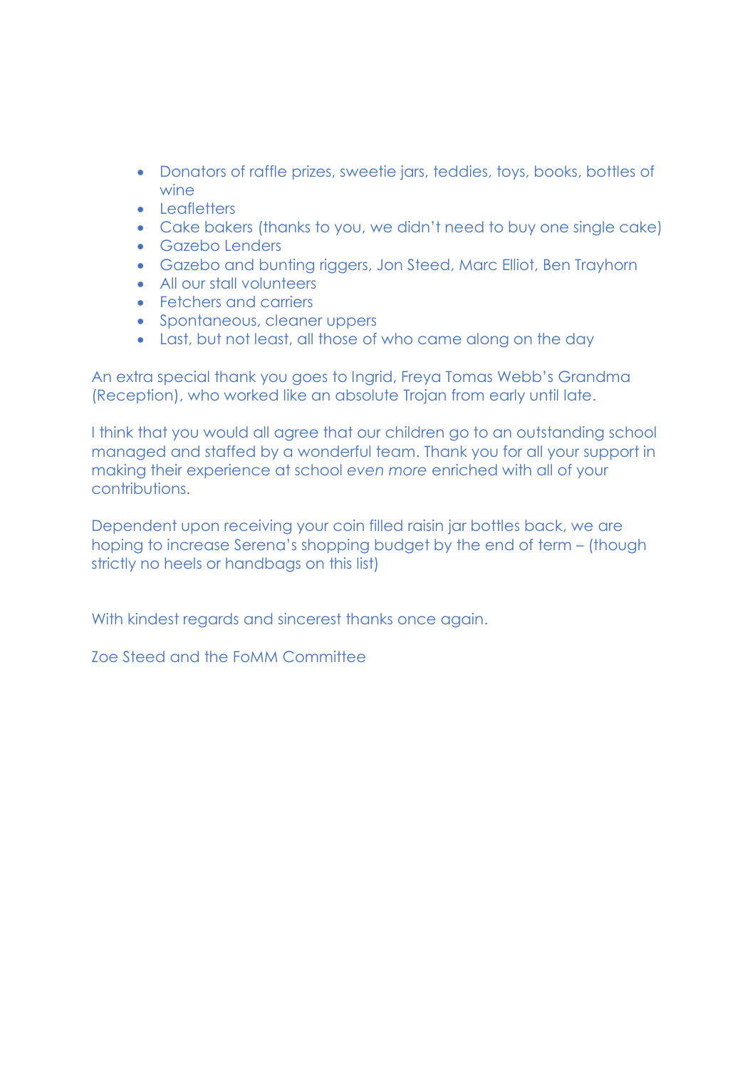- Donators of raffle prizes, sweetie jars, teddies, toys, books, bottles of wine
- Leafletters
- Cake bakers (thanks to you, we didn't need to buy one single cake)
- Gazebo Lenders
- Gazebo and bunting riggers, Jon Steed, Marc Elliot, Ben Trayhorn
- All our stall volunteers
- Fetchers and carriers
- Spontaneous, cleaner uppers
- Last, but not least, all those of who came along on the day

An extra special thank you goes to Ingrid, Freya Tomas Webb's Grandma (Reception), who worked like an absolute Trojan from early until late.

I think that you would all agree that our children go to an outstanding school managed and staffed by a wonderful team. Thank you for all your support in making their experience at school *even more* enriched with all of your contributions.

Dependent upon receiving your coin filled raisin jar bottles back, we are hoping to increase Serena's shopping budget by the end of term – (though strictly no heels or handbags on this list)

With kindest regards and sincerest thanks once again.

Zoe Steed and the FoMM Committee